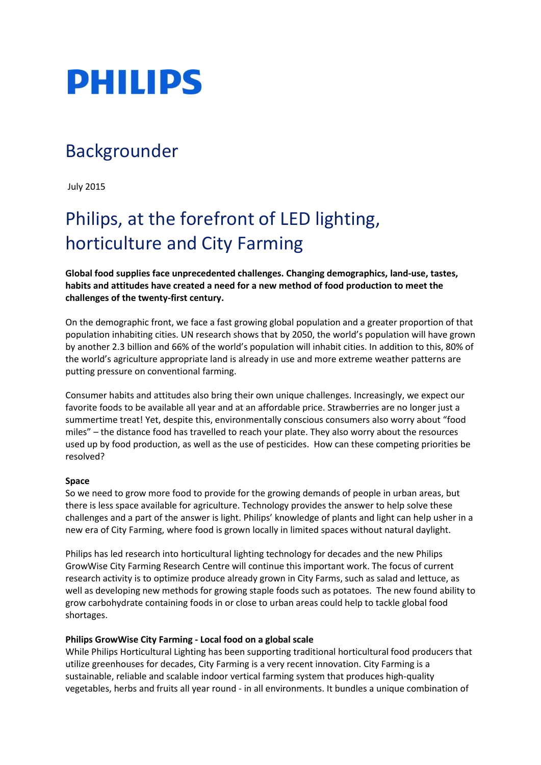# PHILIPS

## Backgrounder

July 2015

# Philips, at the forefront of LED lighting, horticulture and City Farming

**Global food supplies face unprecedented challenges. Changing demographics, land-use, tastes, habits and attitudes have created a need for a new method of food production to meet the challenges of the twenty-first century.**

On the demographic front, we face a fast growing global population and a greater proportion of that population inhabiting cities. UN research shows that by 2050, the world's population will have grown by another 2.3 billion and 66% of the world's population will inhabit cities. In addition to this, 80% of the world's agriculture appropriate land is already in use and more extreme weather patterns are putting pressure on conventional farming.

Consumer habits and attitudes also bring their own unique challenges. Increasingly, we expect our favorite foods to be available all year and at an affordable price. Strawberries are no longer just a summertime treat! Yet, despite this, environmentally conscious consumers also worry about "food miles" – the distance food has travelled to reach your plate. They also worry about the resources used up by food production, as well as the use of pesticides. How can these competing priorities be resolved?

**Space**

So we need to grow more food to provide for the growing demands of people in urban areas, but there is less space available for agriculture. Technology provides the answer to help solve these challenges and a part of the answer is light. Philips' knowledge of plants and light can help usher in a new era of City Farming, where food is grown locally in limited spaces without natural daylight.

Philips has led research into horticultural lighting technology for decades and the new Philips GrowWise City Farming Research Centre will continue this important work. The focus of current research activity is to optimize produce already grown in City Farms, such as salad and lettuce, as well as developing new methods for growing staple foods such as potatoes. The new found ability to grow carbohydrate containing foods in or close to urban areas could help to tackle global food shortages.

**Philips GrowWise City Farming - Local food on a global scale**

While Philips Horticultural Lighting has been supporting traditional horticultural food producers that utilize greenhouses for decades, City Farming is a very recent innovation. City Farming is a sustainable, reliable and scalable indoor vertical farming system that produces high-quality vegetables, herbs and fruits all year round - in all environments. It bundles a unique combination of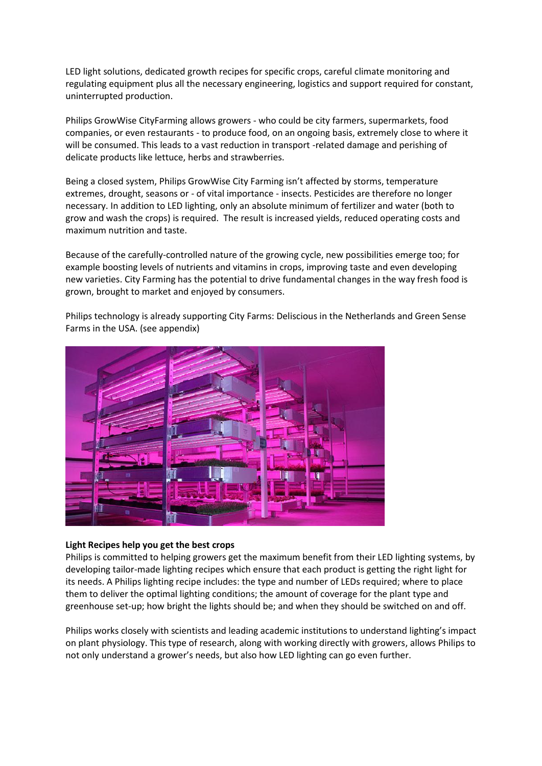LED light solutions, dedicated growth recipes for specific crops, careful climate monitoring and regulating equipment plus all the necessary engineering, logistics and support required for constant, uninterrupted production.

Philips GrowWise CityFarming allows growers - who could be city farmers, supermarkets, food companies, or even restaurants - to produce food, on an ongoing basis, extremely close to where it will be consumed. This leads to a vast reduction in transport -related damage and perishing of delicate products like lettuce, herbs and strawberries.

Being a closed system, Philips GrowWise City Farming isn't affected by storms, temperature extremes, drought, seasons or - of vital importance - insects. Pesticides are therefore no longer necessary. In addition to LED lighting, only an absolute minimum of fertilizer and water (both to grow and wash the crops) is required. The result is increased yields, reduced operating costs and maximum nutrition and taste.

Because of the carefully-controlled nature of the growing cycle, new possibilities emerge too; for example boosting levels of nutrients and vitamins in crops, improving taste and even developing new varieties. City Farming has the potential to drive fundamental changes in the way fresh food is grown, brought to market and enjoyed by consumers.

Philips technology is already supporting City Farms: Deliscious in the Netherlands and Green Sense Farms in the USA. (see appendix)

**Light Recipes help you get the best crops**

Philips is committed to helping growers get the maximum benefit from their LED lighting systems, by developing tailor-made lighting recipes which ensure that each product is getting the right light for its needs. A Philips lighting recipe includes: the type and number of LEDs required; where to place them to deliver the optimal lighting conditions; the amount of coverage for the plant type and greenhouse set-up; how bright the lights should be; and when they should be switched on and off.

Philips works closely with scientists and leading academic institutions to understand lighting's impact on plant physiology. This type of research, along with working directly with growers, allows Philips to not only understand a grower's needs, but also how LED lighting can go even further.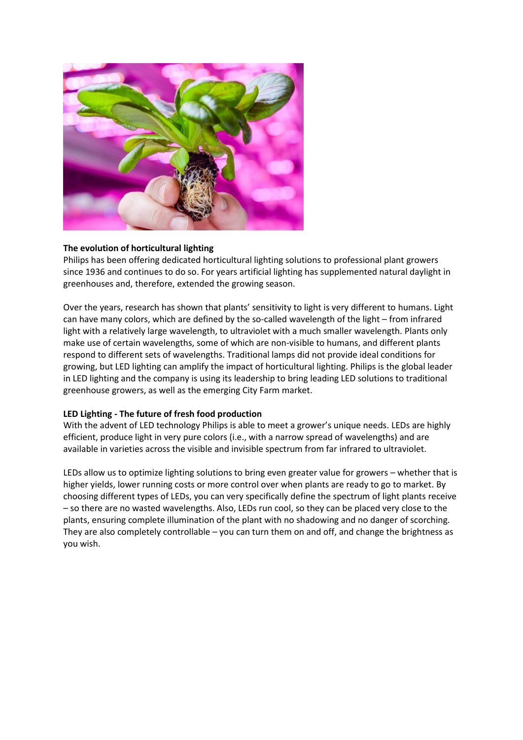**The evolution of horticultural lighting**

Philips has been offering dedicated horticultural lighting solutions to professional plant growers since 1936 and continues to do so. For years artificial lighting has supplemented natural daylight in greenhouses and, therefore, extended the growing season.

Over the years, research has shown that plants' sensitivity to light is very different to humans. Light can have many colors, which are defined by the so-called wavelength of the light – from infrared light with a relatively large wavelength, to ultraviolet with a much smaller wavelength. Plants only make use of certain wavelengths, some of which are non-visible to humans, and different plants respond to different sets of wavelengths. Traditional lamps did not provide ideal conditions for growing, but LED lighting can amplify the impact of horticultural lighting. Philips is the global leader in LED lighting and the company is using its leadership to bring leading LED solutions to traditional greenhouse growers, as well as the emerging City Farm market.

**LED Lighting - The future of fresh food production**

With the advent of LED technology Philips is able to meet a grower's unique needs. LEDs are highly efficient, produce light in very pure colors (i.e., with a narrow spread of wavelengths) and are available in varieties across the visible and invisible spectrum from far infrared to ultraviolet.

LEDs allow us to optimize lighting solutions to bring even greater value for growers – whether that is higher yields, lower running costs or more control over when plants are ready to go to market. By choosing different types of LEDs, you can very specifically define the spectrum of light plants receive – so there are no wasted wavelengths. Also, LEDs run cool, so they can be placed very close to the plants, ensuring complete illumination of the plant with no shadowing and no danger of scorching. They are also completely controllable – you can turn them on and off, and change the brightness as you wish.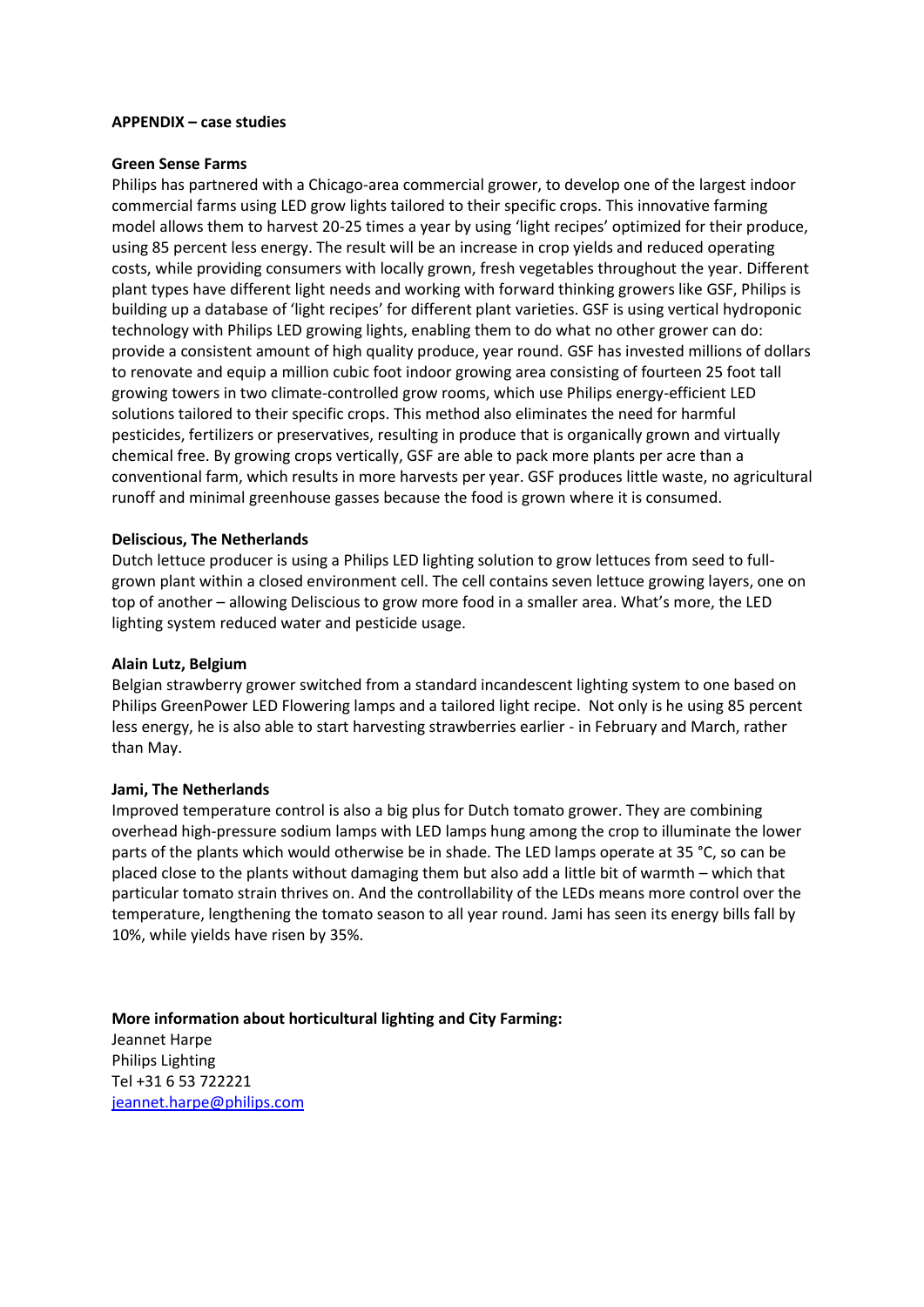**APPENDIX – case studies**

**Green Sense Farms**

Philips has partnered with a Chicago-area commercial grower, to develop one of the largest indoor commercial farms using LED grow lights tailored to their specific crops. This innovative farming model allows them to harvest 20-25 times a year by using 'light recipes' optimized for their produce, using 85 percent less energy. The result will be an increase in crop yields and reduced operating costs, while providing consumers with locally grown, fresh vegetables throughout the year. Different plant types have different light needs and working with forward thinking growers like GSF, Philips is building up a database of 'light recipes' for different plant varieties. GSF is using vertical hydroponic technology with Philips LED growing lights, enabling them to do what no other grower can do: provide a consistent amount of high quality produce, year round. GSF has invested millions of dollars to renovate and equip a million cubic foot indoor growing area consisting of fourteen 25 foot tall growing towers in two climate-controlled grow rooms, which use Philips energy-efficient LED solutions tailored to their specific crops. This method also eliminates the need for harmful pesticides, fertilizers or preservatives, resulting in produce that is organically grown and virtually chemical free. By growing crops vertically, GSF are able to pack more plants per acre than a conventional farm, which results in more harvests per year. GSF produces little waste, no agricultural runoff and minimal greenhouse gasses because the food is grown where it is consumed.

**Deliscious, The Netherlands**

Dutch lettuce producer is using a Philips LED lighting solution to grow lettuces from seed to full-grown plant within a closed environment cell. The cell contains seven lettuce growing layers, one on top of another – allowing Deliscious to grow more food in a smaller area. What's more, the LED lighting system reduced water and pesticide usage.

**Alain Lutz, Belgium**

Belgian strawberry grower switched from a standard incandescent lighting system to one based on Philips GreenPower LED Flowering lamps and a tailored light recipe. Not only is he using 85 percent less energy, he is also able to start harvesting strawberries earlier - in February and March, rather than May.

**Jami, The Netherlands**

Improved temperature control is also a big plus for Dutch tomato grower. They are combining overhead high-pressure sodium lamps with LED lamps hung among the crop to illuminate the lower parts of the plants which would otherwise be in shade. The LED lamps operate at 35 °C, so can be placed close to the plants without damaging them but also add a little bit of warmth – which that particular tomato strain thrives on. And the controllability of the LEDs means more control over the temperature, lengthening the tomato season to all year round. Jami has seen its energy bills fall by 10%, while yields have risen by 35%.

**More information about horticultural lighting and City Farming:**

Jeannet Harpe
Philips Lighting
Tel +31 6 53 722221
jeannet.harpe@philips.com